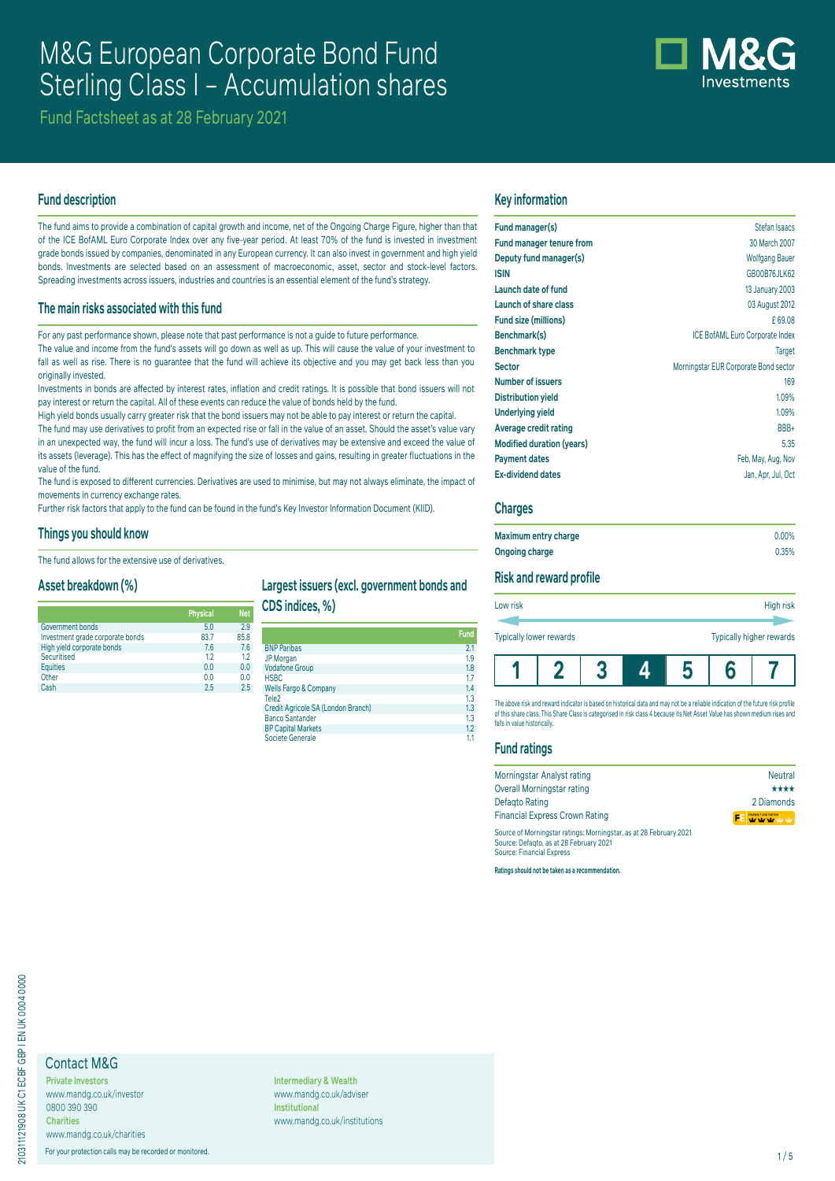# M&G European Corporate Bond Fund Sterling Class I – Accumulation shares

Fund Factsheet as at 28 February 2021

## Fund description

The fund aims to provide a combination of capital growth and income, net of the Ongoing Charge Figure, higher than that of the ICE BofAML Euro Corporate Index over any five-year period. At least 70% of the fund is invested in investment grade bonds issued by companies, denominated in any European currency. It can also invest in government and high yield bonds. Investments are selected based on an assessment of macroeconomic, asset, sector and stock-level factors. Spreading investments across issuers, industries and countries is an essential element of the fund's strategy.

## The main risks associated with this fund

For any past performance shown, please note that past performance is not a guide to future performance.

The value and income from the fund's assets will go down as well as up. This will cause the value of your investment to fall as well as rise. There is no guarantee that the fund will achieve its objective and you may get back less than you originally invested.

Investments in bonds are affected by interest rates, inflation and credit ratings. It is possible that bond issuers will not pay interest or return the capital. All of these events can reduce the value of bonds held by the fund.

High yield bonds usually carry greater risk that the bond issuers may not be able to pay interest or return the capital.

The fund may use derivatives to profit from an expected rise or fall in the value of an asset. Should the asset's value vary in an unexpected way, the fund will incur a loss. The fund's use of derivatives may be extensive and exceed the value of its assets (leverage). This has the effect of magnifying the size of losses and gains, resulting in greater fluctuations in the value of the fund.

The fund is exposed to different currencies. Derivatives are used to minimise, but may not always eliminate, the impact of movements in currency exchange rates.

Further risk factors that apply to the fund can be found in the fund's Key Investor Information Document (KIID).

## Things you should know

The fund allows for the extensive use of derivatives.

## Asset breakdown (%)

| | Physical | Net |
|---|---|---|
| Government bonds | 5.0 | 2.9 |
| Investment grade corporate bonds | 83.7 | 85.8 |
| High yield corporate bonds | 7.6 | 7.6 |
| Securitised | 1.2 | 1.2 |
| Equities | 0.0 | 0.0 |
| Other | 0.0 | 0.0 |
| Cash | 2.5 | 2.5 |

## Largest issuers (excl. government bonds and CDS indices, %)

| | Fund |
|---|---|
| BNP Paribas | 2.1 |
| JP Morgan | 1.9 |
| Vodafone Group | 1.8 |
| HSBC | 1.7 |
| Wells Fargo & Company | 1.4 |
| Tele2 | 1.3 |
| Credit Agricole SA (London Branch) | 1.3 |
| Banco Santander | 1.3 |
| BP Capital Markets | 1.2 |
| Societe Generale | 1.1 |

## Key information

| | |
|---|---|
| **Fund manager(s)** | Stefan Isaacs |
| **Fund manager tenure from** | 30 March 2007 |
| **Deputy fund manager(s)** | Wolfgang Bauer |
| **ISIN** | GB00B76JLK62 |
| **Launch date of fund** | 13 January 2003 |
| **Launch of share class** | 03 August 2012 |
| **Fund size (millions)** | £ 69.08 |
| **Benchmark(s)** | ICE BofAML Euro Corporate Index |
| **Benchmark type** | Target |
| **Sector** | Morningstar EUR Corporate Bond sector |
| **Number of issuers** | 169 |
| **Distribution yield** | 1.09% |
| **Underlying yield** | 1.09% |
| **Average credit rating** | BBB+ |
| **Modified duration (years)** | 5.35 |
| **Payment dates** | Feb, May, Aug, Nov |
| **Ex-dividend dates** | Jan, Apr, Jul, Oct |

## Charges

| | |
|---|---|
| **Maximum entry charge** | 0.00% |
| **Ongoing charge** | 0.35% |

## Risk and reward profile

Low risk — High risk

Typically lower rewards — Typically higher rewards

| 1 | 2 | 3 | **4** | 5 | 6 | 7 |
|---|---|---|---|---|---|---|

The above risk and reward indicator is based on historical data and may not be a reliable indication of the future risk profile of this share class. This Share Class is categorised in risk class 4 because its Net Asset Value has shown medium rises and falls in value historically.

## Fund ratings

| | |
|---|---|
| Morningstar Analyst rating | Neutral |
| Overall Morningstar rating | ★★★★ |
| Defaqto Rating | 2 Diamonds |
| Financial Express Crown Rating | |

Source of Morningstar ratings: Morningstar, as at 28 February 2021
Source: Defaqto, as at 28 February 2021
Source: Financial Express

**Ratings should not be taken as a recommendation.**

## Contact M&G

**Private Investors**
www.mandg.co.uk/investor
0800 390 390

**Charities**
www.mandg.co.uk/charities

**Intermediary & Wealth**
www.mandg.co.uk/adviser

**Institutional**
www.mandg.co.uk/institutions

For your protection calls may be recorded or monitored.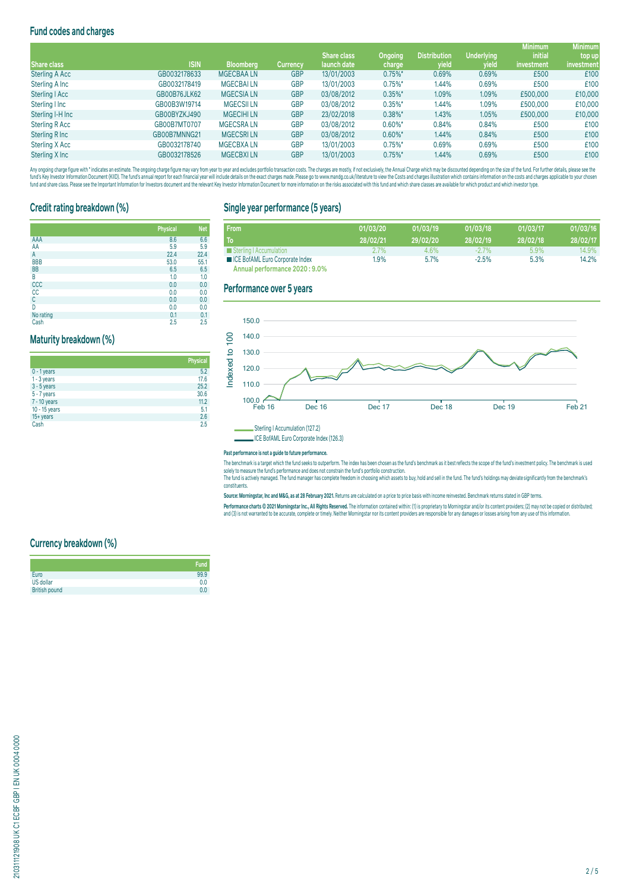## Fund codes and charges

| Share class | ISIN | Bloomberg | Currency | Share class launch date | Ongoing charge | Distribution yield | Underlying yield | Minimum initial investment | Minimum top up investment |
|---|---|---|---|---|---|---|---|---|---|
| Sterling A Acc | GB0032178633 | MGECBAA LN | GBP | 13/01/2003 | 0.75%* | 0.69% | 0.69% | £500 | £100 |
| Sterling A Inc | GB0032178419 | MGECBAI LN | GBP | 13/01/2003 | 0.75%* | 1.44% | 0.69% | £500 | £100 |
| Sterling I Acc | GB00B76JLK62 | MGECSIA LN | GBP | 03/08/2012 | 0.35%* | 1.09% | 1.09% | £500,000 | £10,000 |
| Sterling I Inc | GB00B3W19714 | MGECSII LN | GBP | 03/08/2012 | 0.35%* | 1.44% | 1.09% | £500,000 | £10,000 |
| Sterling I-H Inc | GB00BYZKJ490 | MGECIHI LN | GBP | 23/02/2018 | 0.38%* | 1.43% | 1.05% | £500,000 | £10,000 |
| Sterling R Acc | GB00B7MT0707 | MGECSRA LN | GBP | 03/08/2012 | 0.60%* | 0.84% | 0.84% | £500 | £100 |
| Sterling R Inc | GB00B7MNNG21 | MGECSRI LN | GBP | 03/08/2012 | 0.60%* | 1.44% | 0.84% | £500 | £100 |
| Sterling X Acc | GB0032178740 | MGECBXA LN | GBP | 13/01/2003 | 0.75%* | 0.69% | 0.69% | £500 | £100 |
| Sterling X Inc | GB0032178526 | MGECBXI LN | GBP | 13/01/2003 | 0.75%* | 1.44% | 0.69% | £500 | £100 |

Any ongoing charge figure with * indicates an estimate. The ongoing charge figure may vary from year to year and excludes portfolio transaction costs. The charges are mostly, if not exclusively, the Annual Charge which may be discounted depending on the size of the fund. For further details, please see the fund's Key Investor Information Document (KIID). The fund's annual report for each financial year will include details on the exact charges made. Please go to www.mandg.co.uk/literature to view the Costs and charges illustration which contains information on the costs and charges applicable to your chosen fund and share class. Please see the Important Information for Investors document and the relevant Key Investor Information Document for more information on the risks associated with this fund and which share classes are available for which product and which investor type.

## Credit rating breakdown (%)

| | Physical | Net |
|---|---|---|
| AAA | 8.6 | 6.6 |
| AA | 5.9 | 5.9 |
| A | 22.4 | 22.4 |
| BBB | 53.0 | 55.1 |
| BB | 6.5 | 6.5 |
| B | 1.0 | 1.0 |
| CCC | 0.0 | 0.0 |
| CC | 0.0 | 0.0 |
| C | 0.0 | 0.0 |
| D | 0.0 | 0.0 |
| No rating | 0.1 | 0.1 |
| Cash | 2.5 | 2.5 |

## Maturity breakdown (%)

| | Physical |
|---|---|
| 0 - 1 years | 5.2 |
| 1 - 3 years | 17.6 |
| 3 - 5 years | 25.2 |
| 5 - 7 years | 30.6 |
| 7 - 10 years | 11.2 |
| 10 - 15 years | 5.1 |
| 15+ years | 2.6 |
| Cash | 2.5 |

## Currency breakdown (%)

| | Fund |
|---|---|
| Euro | 99.9 |
| US dollar | 0.0 |
| British pound | 0.0 |

## Single year performance (5 years)

| From<br>To | 01/03/20<br>28/02/21 | 01/03/19<br>29/02/20 | 01/03/18<br>28/02/19 | 01/03/17<br>28/02/18 | 01/03/16<br>28/02/17 |
|---|---|---|---|---|---|
| Sterling I Accumulation | 2.7% | 4.6% | -2.7% | 5.9% | 14.9% |
| ICE BofAML Euro Corporate Index | 1.9% | 5.7% | -2.5% | 5.3% | 14.2% |

**Annual performance 2020 : 9.0%**

## Performance over 5 years

Sterling I Accumulation (127.2)

ICE BofAML Euro Corporate Index (126.3)

**Past performance is not a guide to future performance.**

The benchmark is a target which the fund seeks to outperform. The index has been chosen as the fund's benchmark as it best reflects the scope of the fund's investment policy. The benchmark is used solely to measure the fund's performance and does not constrain the fund's portfolio construction.

The fund is actively managed. The fund manager has complete freedom in choosing which assets to buy, hold and sell in the fund. The fund's holdings may deviate significantly from the benchmark's constituents.

**Source: Morningstar, Inc and M&G, as at 28 February 2021.** Returns are calculated on a price to price basis with income reinvested. Benchmark returns stated in GBP terms.

**Performance charts © 2021 Morningstar Inc., All Rights Reserved.** The information contained within: (1) is proprietary to Morningstar and/or its content providers; (2) may not be copied or distributed; and (3) is not warranted to be accurate, complete or timely. Neither Morningstar nor its content providers are responsible for any damages or losses arising from any use of this information.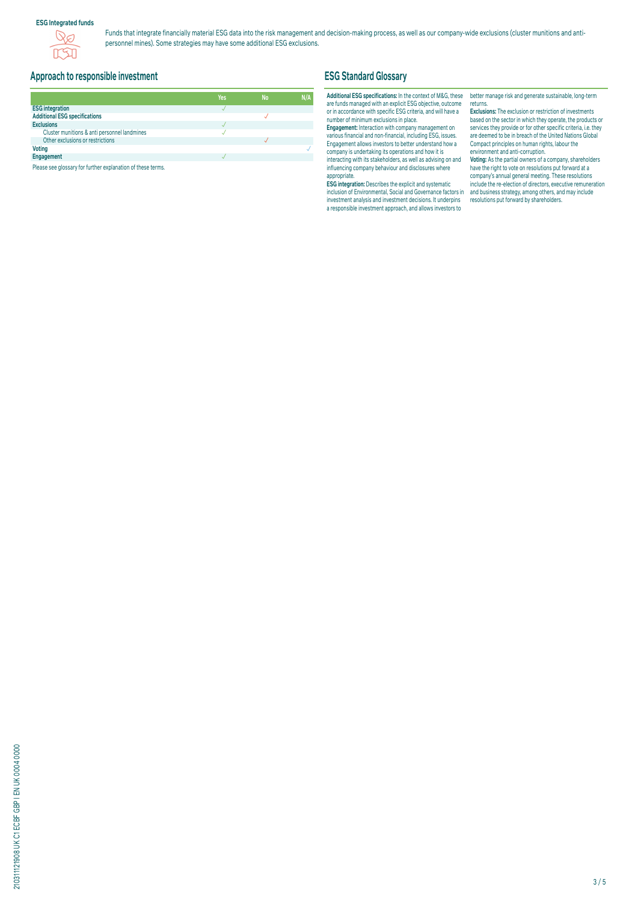**ESG Integrated funds**

Funds that integrate financially material ESG data into the risk management and decision-making process, as well as our company-wide exclusions (cluster munitions and anti-personnel mines). Some strategies may have some additional ESG exclusions.

## Approach to responsible investment

| | Yes | No | N/A |
|---|---|---|---|
| **ESG integration** | ✓ | | |
| **Additional ESG specifications** | | ✓ | |
| **Exclusions** | ✓ | | |
| Cluster munitions & anti personnel landmines | ✓ | | |
| Other exclusions or restrictions | | ✓ | |
| **Voting** | | | ✓ |
| **Engagement** | ✓ | | |

Please see glossary for further explanation of these terms.

## ESG Standard Glossary

**Additional ESG specifications:** In the context of M&G, these are funds managed with an explicit ESG objective, outcome or in accordance with specific ESG criteria, and will have a number of minimum exclusions in place.

**Engagement:** Interaction with company management on various financial and non-financial, including ESG, issues. Engagement allows investors to better understand how a company is undertaking its operations and how it is interacting with its stakeholders, as well as advising on and influencing company behaviour and disclosures where appropriate.

**ESG integration:** Describes the explicit and systematic inclusion of Environmental, Social and Governance factors in investment analysis and investment decisions. It underpins a responsible investment approach, and allows investors to better manage risk and generate sustainable, long-term returns.

**Exclusions:** The exclusion or restriction of investments based on the sector in which they operate, the products or services they provide or for other specific criteria, i.e. they are deemed to be in breach of the United Nations Global Compact principles on human rights, labour the environment and anti-corruption.

**Voting:** As the partial owners of a company, shareholders have the right to vote on resolutions put forward at a company's annual general meeting. These resolutions include the re-election of directors, executive remuneration and business strategy, among others, and may include resolutions put forward by shareholders.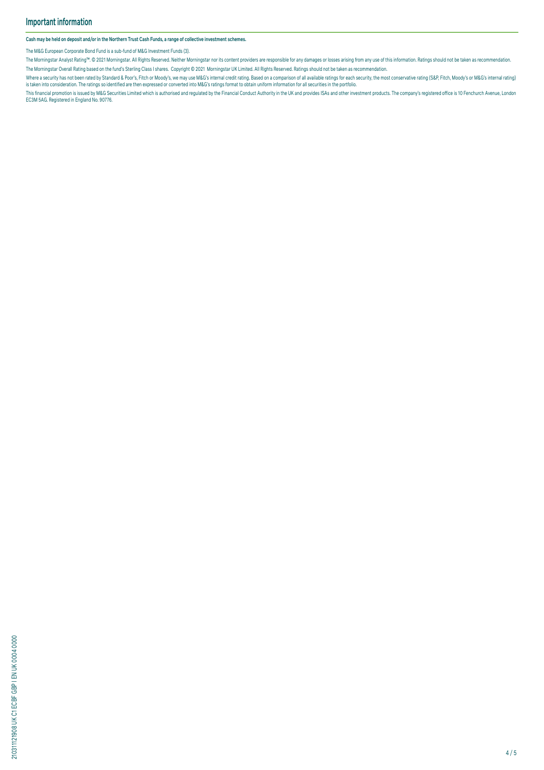## Important information

**Cash may be held on deposit and/or in the Northern Trust Cash Funds, a range of collective investment schemes.**

The M&G European Corporate Bond Fund is a sub-fund of M&G Investment Funds (3).

The Morningstar Analyst Rating™. © 2021 Morningstar. All Rights Reserved. Neither Morningstar nor its content providers are responsible for any damages or losses arising from any use of this information. Ratings should not be taken as recommendation.

The Morningstar Overall Rating based on the fund's Sterling Class I shares. Copyright © 2021 Morningstar UK Limited. All Rights Reserved. Ratings should not be taken as recommendation.

Where a security has not been rated by Standard & Poor's, Fitch or Moody's, we may use M&G's internal credit rating. Based on a comparison of all available ratings for each security, the most conservative rating (S&P, Fitch, Moody's or M&G's internal rating) is taken into consideration. The ratings so identified are then expressed or converted into M&G's ratings format to obtain uniform information for all securities in the portfolio.

This financial promotion is issued by M&G Securities Limited which is authorised and regulated by the Financial Conduct Authority in the UK and provides ISAs and other investment products. The company's registered office is 10 Fenchurch Avenue, London EC3M 5AG. Registered in England No. 90776.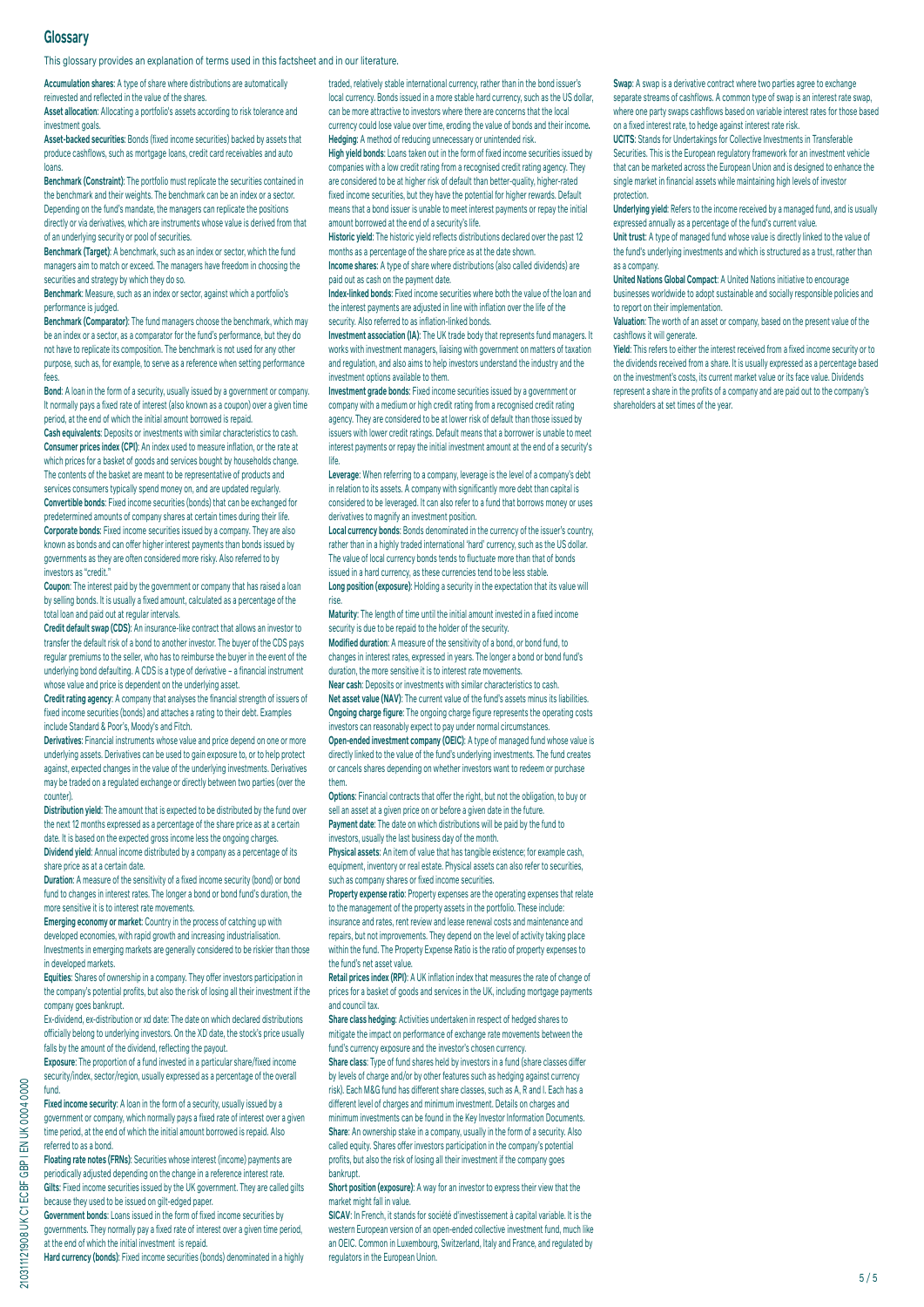## Glossary

This glossary provides an explanation of terms used in this factsheet and in our literature.

**Accumulation shares**: A type of share where distributions are automatically reinvested and reflected in the value of the shares.

**Asset allocation**: Allocating a portfolio's assets according to risk tolerance and investment goals.

**Asset-backed securities**: Bonds (fixed income securities) backed by assets that produce cashflows, such as mortgage loans, credit card receivables and auto loans.

**Benchmark (Constraint)**: The portfolio must replicate the securities contained in the benchmark and their weights. The benchmark can be an index or a sector. Depending on the fund's mandate, the managers can replicate the positions directly or via derivatives, which are instruments whose value is derived from that of an underlying security or pool of securities.

**Benchmark (Target)**: A benchmark, such as an index or sector, which the fund managers aim to match or exceed. The managers have freedom in choosing the securities and strategy by which they do so.

**Benchmark**: Measure, such as an index or sector, against which a portfolio's performance is judged.

**Benchmark (Comparator)**: The fund managers choose the benchmark, which may be an index or a sector, as a comparator for the fund's performance, but they do not have to replicate its composition. The benchmark is not used for any other purpose, such as, for example, to serve as a reference when setting performance fees.

**Bond**: A loan in the form of a security, usually issued by a government or company. It normally pays a fixed rate of interest (also known as a coupon) over a given time period, at the end of which the initial amount borrowed is repaid.

**Cash equivalents**: Deposits or investments with similar characteristics to cash.

**Consumer prices index (CPI)**: An index used to measure inflation, or the rate at which prices for a basket of goods and services bought by households change. The contents of the basket are meant to be representative of products and services consumers typically spend money on, and are updated regularly.

**Convertible bonds**: Fixed income securities (bonds) that can be exchanged for predetermined amounts of company shares at certain times during their life.

**Corporate bonds**: Fixed income securities issued by a company. They are also known as bonds and can offer higher interest payments than bonds issued by governments as they are often considered more risky. Also referred to by investors as "credit."

**Coupon**: The interest paid by the government or company that has raised a loan by selling bonds. It is usually a fixed amount, calculated as a percentage of the total loan and paid out at regular intervals.

**Credit default swap (CDS)**: An insurance-like contract that allows an investor to transfer the default risk of a bond to another investor. The buyer of the CDS pays regular premiums to the seller, who has to reimburse the buyer in the event of the underlying bond defaulting. A CDS is a type of derivative – a financial instrument whose value and price is dependent on the underlying asset.

**Credit rating agency**: A company that analyses the financial strength of issuers of fixed income securities (bonds) and attaches a rating to their debt. Examples include Standard & Poor's, Moody's and Fitch.

**Derivatives**: Financial instruments whose value and price depend on one or more underlying assets. Derivatives can be used to gain exposure to, or to help protect against, expected changes in the value of the underlying investments. Derivatives may be traded on a regulated exchange or directly between two parties (over the counter).

**Distribution yield**: The amount that is expected to be distributed by the fund over the next 12 months expressed as a percentage of the share price as at a certain date. It is based on the expected gross income less the ongoing charges.

**Dividend yield**: Annual income distributed by a company as a percentage of its share price as at a certain date.

**Duration**: A measure of the sensitivity of a fixed income security (bond) or bond fund to changes in interest rates. The longer a bond or bond fund's duration, the more sensitive it is to interest rate movements.

**Emerging economy or market**: Country in the process of catching up with developed economies, with rapid growth and increasing industrialisation. Investments in emerging markets are generally considered to be riskier than those in developed markets.

**Equities**: Shares of ownership in a company. They offer investors participation in the company's potential profits, but also the risk of losing all their investment if the company goes bankrupt.

Ex-dividend, ex-distribution or xd date: The date on which declared distributions officially belong to underlying investors. On the XD date, the stock's price usually falls by the amount of the dividend, reflecting the payout.

**Exposure**: The proportion of a fund invested in a particular share/fixed income security/index, sector/region, usually expressed as a percentage of the overall fund.

**Fixed income security**: A loan in the form of a security, usually issued by a government or company, which normally pays a fixed rate of interest over a given time period, at the end of which the initial amount borrowed is repaid. Also referred to as a bond.

**Floating rate notes (FRNs)**: Securities whose interest (income) payments are periodically adjusted depending on the change in a reference interest rate.

**Gilts**: Fixed income securities issued by the UK government. They are called gilts because they used to be issued on gilt-edged paper.

**Government bonds**: Loans issued in the form of fixed income securities by governments. They normally pay a fixed rate of interest over a given time period, at the end of which the initial investment is repaid.

**Hard currency (bonds)**: Fixed income securities (bonds) denominated in a highly traded, relatively stable international currency, rather than in the bond issuer's local currency. Bonds issued in a more stable hard currency, such as the US dollar, can be more attractive to investors where there are concerns that the local currency could lose value over time, eroding the value of bonds and their income.

**Hedging**: A method of reducing unnecessary or unintended risk.

**High yield bonds**: Loans taken out in the form of fixed income securities issued by companies with a low credit rating from a recognised credit rating agency. They are considered to be at higher risk of default than better-quality, higher-rated fixed income securities, but they have the potential for higher rewards. Default means that a bond issuer is unable to meet interest payments or repay the initial amount borrowed at the end of a security's life.

**Historic yield**: The historic yield reflects distributions declared over the past 12 months as a percentage of the share price as at the date shown.

**Income shares**: A type of share where distributions (also called dividends) are paid out as cash on the payment date.

**Index-linked bonds**: Fixed income securities where both the value of the loan and the interest payments are adjusted in line with inflation over the life of the security. Also referred to as inflation-linked bonds.

**Investment association (IA)**: The UK trade body that represents fund managers. It works with investment managers, liaising with government on matters of taxation and regulation, and also aims to help investors understand the industry and the investment options available to them.

**Investment grade bonds**: Fixed income securities issued by a government or company with a medium or high credit rating from a recognised credit rating agency. They are considered to be at lower risk of default than those issued by issuers with lower credit ratings. Default means that a borrower is unable to meet interest payments or repay the initial investment amount at the end of a security's life.

**Leverage**: When referring to a company, leverage is the level of a company's debt in relation to its assets. A company with significantly more debt than capital is considered to be leveraged. It can also refer to a fund that borrows money or uses derivatives to magnify an investment position.

**Local currency bonds**: Bonds denominated in the currency of the issuer's country, rather than in a highly traded international 'hard' currency, such as the US dollar. The value of local currency bonds tends to fluctuate more than that of bonds issued in a hard currency, as these currencies tend to be less stable.

**Long position (exposure)**: Holding a security in the expectation that its value will rise.

**Maturity**: The length of time until the initial amount invested in a fixed income security is due to be repaid to the holder of the security.

**Modified duration**: A measure of the sensitivity of a bond, or bond fund, to changes in interest rates, expressed in years. The longer a bond or bond fund's duration, the more sensitive it is to interest rate movements.

**Near cash**: Deposits or investments with similar characteristics to cash.

**Net asset value (NAV)**: The current value of the fund's assets minus its liabilities.

**Ongoing charge figure**: The ongoing charge figure represents the operating costs investors can reasonably expect to pay under normal circumstances.

**Open-ended investment company (OEIC)**: A type of managed fund whose value is directly linked to the value of the fund's underlying investments. The fund creates or cancels shares depending on whether investors want to redeem or purchase them.

**Options**: Financial contracts that offer the right, but not the obligation, to buy or sell an asset at a given price on or before a given date in the future.

**Payment date**: The date on which distributions will be paid by the fund to investors, usually the last business day of the month.

**Physical assets**: An item of value that has tangible existence; for example cash, equipment, inventory or real estate. Physical assets can also refer to securities, such as company shares or fixed income securities.

**Property expense ratio**: Property expenses are the operating expenses that relate to the management of the property assets in the portfolio. These include: insurance and rates, rent review and lease renewal costs and maintenance and repairs, but not improvements. They depend on the level of activity taking place within the fund. The Property Expense Ratio is the ratio of property expenses to the fund's net asset value.

**Retail prices index (RPI)**: A UK inflation index that measures the rate of change of prices for a basket of goods and services in the UK, including mortgage payments and council tax.

**Share class hedging**: Activities undertaken in respect of hedged shares to mitigate the impact on performance of exchange rate movements between the fund's currency exposure and the investor's chosen currency.

**Share class**: Type of fund shares held by investors in a fund (share classes differ by levels of charge and/or by other features such as hedging against currency risk). Each M&G fund has different share classes, such as A, R and I. Each has a different level of charges and minimum investment. Details on charges and minimum investments can be found in the Key Investor Information Documents.

**Share**: An ownership stake in a company, usually in the form of a security. Also called equity. Shares offer investors participation in the company's potential profits, but also the risk of losing all their investment if the company goes bankrupt.

**Short position (exposure)**: A way for an investor to express their view that the market might fall in value.

**SICAV**: In French, it stands for société d'investissement à capital variable. It is the western European version of an open-ended collective investment fund, much like an OEIC. Common in Luxembourg, Switzerland, Italy and France, and regulated by regulators in the European Union.

**Swap**: A swap is a derivative contract where two parties agree to exchange separate streams of cashflows. A common type of swap is an interest rate swap, where one party swaps cashflows based on variable interest rates for those based on a fixed interest rate, to hedge against interest rate risk.

**UCITS**: Stands for Undertakings for Collective Investments in Transferable Securities. This is the European regulatory framework for an investment vehicle that can be marketed across the European Union and is designed to enhance the single market in financial assets while maintaining high levels of investor protection.

**Underlying yield**: Refers to the income received by a managed fund, and is usually expressed annually as a percentage of the fund's current value.

**Unit trust**: A type of managed fund whose value is directly linked to the value of the fund's underlying investments and which is structured as a trust, rather than as a company.

**United Nations Global Compact**: A United Nations initiative to encourage businesses worldwide to adopt sustainable and socially responsible policies and to report on their implementation.

**Valuation**: The worth of an asset or company, based on the present value of the cashflows it will generate.

**Yield**: This refers to either the interest received from a fixed income security or to the dividends received from a share. It is usually expressed as a percentage based on the investment's costs, its current market value or its face value. Dividends represent a share in the profits of a company and are paid out to the company's shareholders at set times of the year.

210311121908 UK C1 ECBF GBP I EN UK 0004 0000